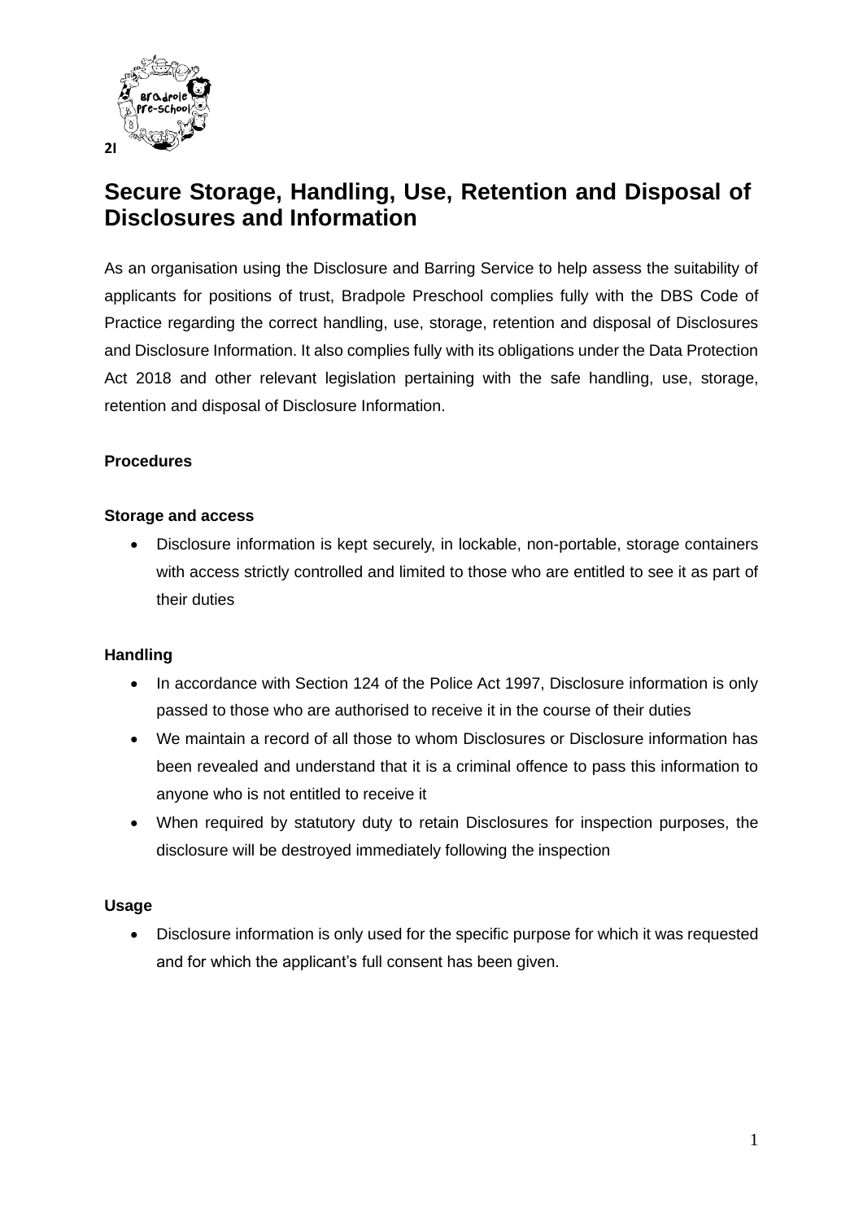2I

# Secure Storage, Handling, Use, Retention and Disposal of Disclosures and Information

As an organisation using the Disclosure and Barring Service to help assess the suitability of applicants for positions of trust, Bradpole Preschool complies fully with the DBS Code of Practice regarding the correct handling, use, storage, retention and disposal of Disclosures and Disclosure Information. It also complies fully with its obligations under the Data Protection Act 2018 and other relevant legislation pertaining with the safe handling, use, storage, retention and disposal of Disclosure Information.

**Procedures**

**Storage and access**

- Disclosure information is kept securely, in lockable, non-portable, storage containers with access strictly controlled and limited to those who are entitled to see it as part of their duties

**Handling**

- In accordance with Section 124 of the Police Act 1997, Disclosure information is only passed to those who are authorised to receive it in the course of their duties
- We maintain a record of all those to whom Disclosures or Disclosure information has been revealed and understand that it is a criminal offence to pass this information to anyone who is not entitled to receive it
- When required by statutory duty to retain Disclosures for inspection purposes, the disclosure will be destroyed immediately following the inspection

**Usage**

- Disclosure information is only used for the specific purpose for which it was requested and for which the applicant's full consent has been given.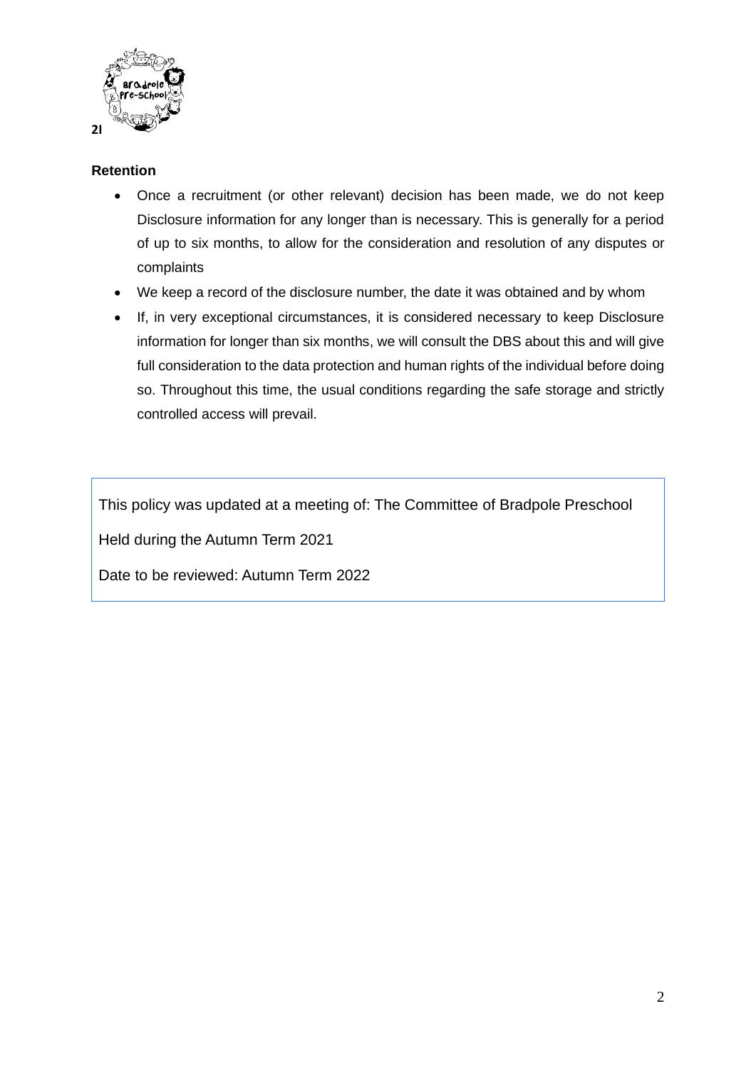2I

**Retention**

- Once a recruitment (or other relevant) decision has been made, we do not keep Disclosure information for any longer than is necessary. This is generally for a period of up to six months, to allow for the consideration and resolution of any disputes or complaints
- We keep a record of the disclosure number, the date it was obtained and by whom
- If, in very exceptional circumstances, it is considered necessary to keep Disclosure information for longer than six months, we will consult the DBS about this and will give full consideration to the data protection and human rights of the individual before doing so. Throughout this time, the usual conditions regarding the safe storage and strictly controlled access will prevail.

This policy was updated at a meeting of: The Committee of Bradpole Preschool

Held during the Autumn Term 2021

Date to be reviewed: Autumn Term 2022